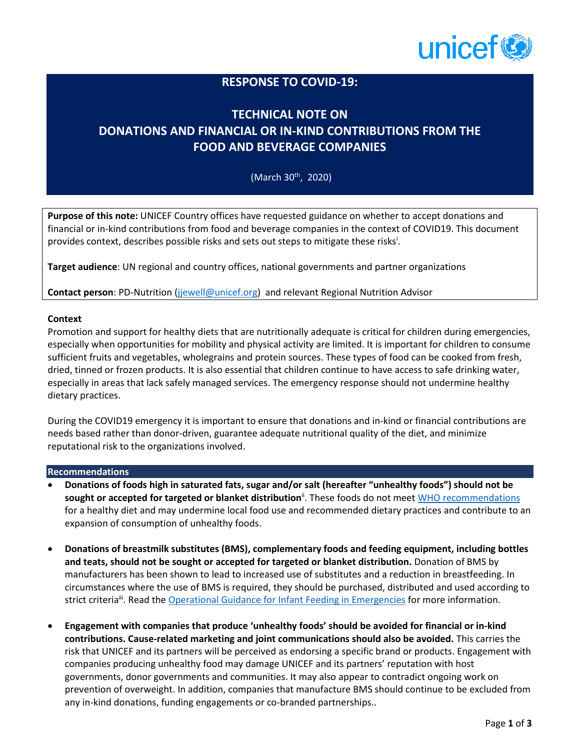# RESPONSE TO COVID-19:

# TECHNICAL NOTE ON DONATIONS AND FINANCIAL OR IN-KIND CONTRIBUTIONS FROM THE FOOD AND BEVERAGE COMPANIES

(March 30th, 2020)

**Purpose of this note:** UNICEF Country offices have requested guidance on whether to accept donations and financial or in-kind contributions from food and beverage companies in the context of COVID19. This document provides context, describes possible risks and sets out steps to mitigate these risks[i].

**Target audience**: UN regional and country offices, national governments and partner organizations

**Contact person**: PD-Nutrition (jjewell@unicef.org) and relevant Regional Nutrition Advisor

**Context**

Promotion and support for healthy diets that are nutritionally adequate is critical for children during emergencies, especially when opportunities for mobility and physical activity are limited. It is important for children to consume sufficient fruits and vegetables, wholegrains and protein sources. These types of food can be cooked from fresh, dried, tinned or frozen products. It is also essential that children continue to have access to safe drinking water, especially in areas that lack safely managed services. The emergency response should not undermine healthy dietary practices.

During the COVID19 emergency it is important to ensure that donations and in-kind or financial contributions are needs based rather than donor-driven, guarantee adequate nutritional quality of the diet, and minimize reputational risk to the organizations involved.

## Recommendations

- **Donations of foods high in saturated fats, sugar and/or salt (hereafter "unhealthy foods") should not be sought or accepted for targeted or blanket distribution**[ii]. These foods do not meet WHO recommendations for a healthy diet and may undermine local food use and recommended dietary practices and contribute to an expansion of consumption of unhealthy foods.

- **Donations of breastmilk substitutes (BMS), complementary foods and feeding equipment, including bottles and teats, should not be sought or accepted for targeted or blanket distribution.** Donation of BMS by manufacturers has been shown to lead to increased use of substitutes and a reduction in breastfeeding. In circumstances where the use of BMS is required, they should be purchased, distributed and used according to strict criteria[iii]. Read the Operational Guidance for Infant Feeding in Emergencies for more information.

- **Engagement with companies that produce 'unhealthy foods' should be avoided for financial or in-kind contributions. Cause-related marketing and joint communications should also be avoided.** This carries the risk that UNICEF and its partners will be perceived as endorsing a specific brand or products. Engagement with companies producing unhealthy food may damage UNICEF and its partners' reputation with host governments, donor governments and communities. It may also appear to contradict ongoing work on prevention of overweight. In addition, companies that manufacture BMS should continue to be excluded from any in-kind donations, funding engagements or co-branded partnerships..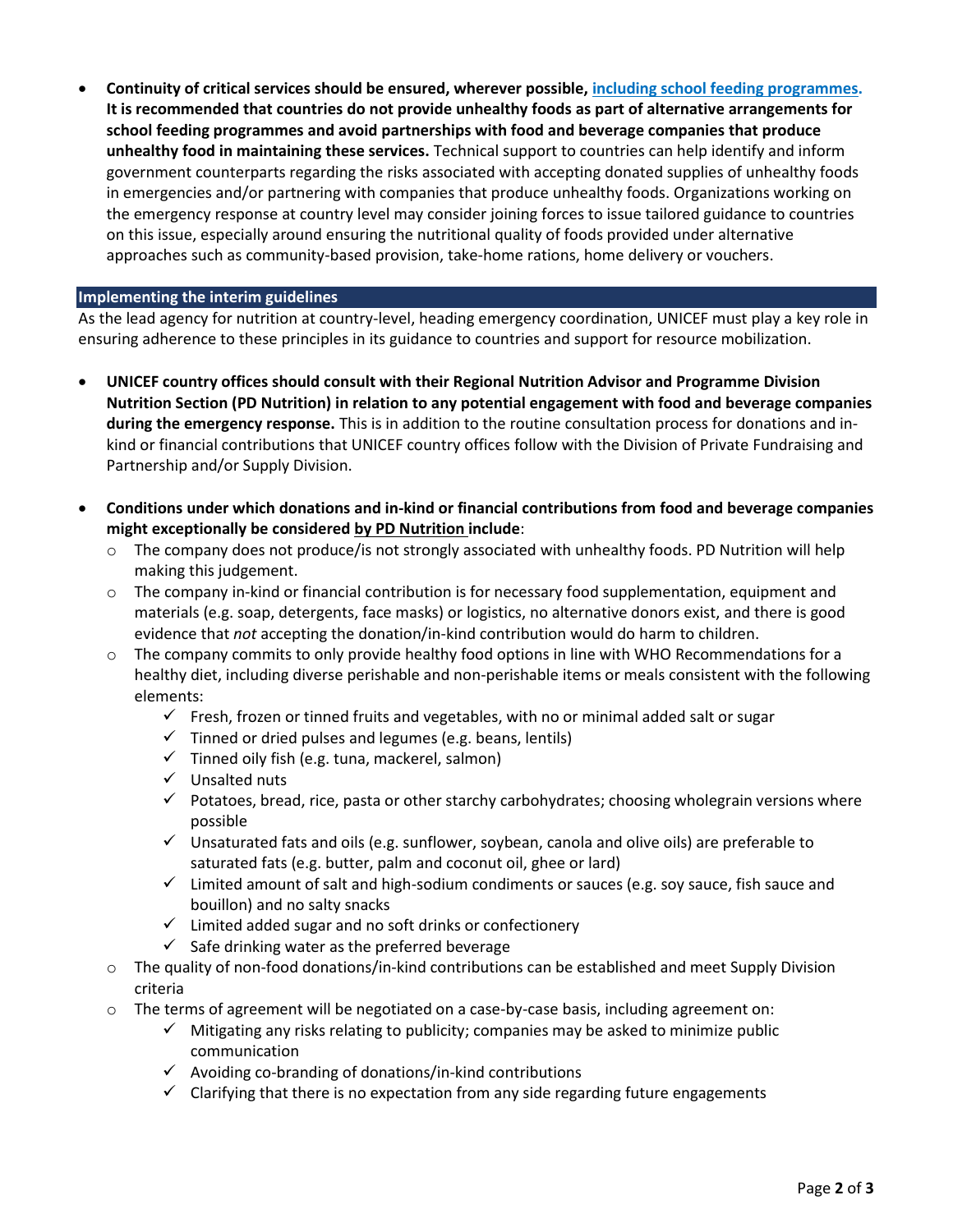- **Continuity of critical services should be ensured, wherever possible, [including school feeding programmes](). It is recommended that countries do not provide unhealthy foods as part of alternative arrangements for school feeding programmes and avoid partnerships with food and beverage companies that produce unhealthy food in maintaining these services.** Technical support to countries can help identify and inform government counterparts regarding the risks associated with accepting donated supplies of unhealthy foods in emergencies and/or partnering with companies that produce unhealthy foods. Organizations working on the emergency response at country level may consider joining forces to issue tailored guidance to countries on this issue, especially around ensuring the nutritional quality of foods provided under alternative approaches such as community-based provision, take-home rations, home delivery or vouchers.

## Implementing the interim guidelines

As the lead agency for nutrition at country-level, heading emergency coordination, UNICEF must play a key role in ensuring adherence to these principles in its guidance to countries and support for resource mobilization.

- **UNICEF country offices should consult with their Regional Nutrition Advisor and Programme Division Nutrition Section (PD Nutrition) in relation to any potential engagement with food and beverage companies during the emergency response.** This is in addition to the routine consultation process for donations and in-kind or financial contributions that UNICEF country offices follow with the Division of Private Fundraising and Partnership and/or Supply Division.

- **Conditions under which donations and in-kind or financial contributions from food and beverage companies might exceptionally be considered <u>by PD Nutrition</u> include**:
  - The company does not produce/is not strongly associated with unhealthy foods. PD Nutrition will help making this judgement.
  - The company in-kind or financial contribution is for necessary food supplementation, equipment and materials (e.g. soap, detergents, face masks) or logistics, no alternative donors exist, and there is good evidence that *not* accepting the donation/in-kind contribution would do harm to children.
  - The company commits to only provide healthy food options in line with WHO Recommendations for a healthy diet, including diverse perishable and non-perishable items or meals consistent with the following elements:
    - ✓ Fresh, frozen or tinned fruits and vegetables, with no or minimal added salt or sugar
    - ✓ Tinned or dried pulses and legumes (e.g. beans, lentils)
    - ✓ Tinned oily fish (e.g. tuna, mackerel, salmon)
    - ✓ Unsalted nuts
    - ✓ Potatoes, bread, rice, pasta or other starchy carbohydrates; choosing wholegrain versions where possible
    - ✓ Unsaturated fats and oils (e.g. sunflower, soybean, canola and olive oils) are preferable to saturated fats (e.g. butter, palm and coconut oil, ghee or lard)
    - ✓ Limited amount of salt and high-sodium condiments or sauces (e.g. soy sauce, fish sauce and bouillon) and no salty snacks
    - ✓ Limited added sugar and no soft drinks or confectionery
    - ✓ Safe drinking water as the preferred beverage
  - The quality of non-food donations/in-kind contributions can be established and meet Supply Division criteria
  - The terms of agreement will be negotiated on a case-by-case basis, including agreement on:
    - ✓ Mitigating any risks relating to publicity; companies may be asked to minimize public communication
    - ✓ Avoiding co-branding of donations/in-kind contributions
    - ✓ Clarifying that there is no expectation from any side regarding future engagements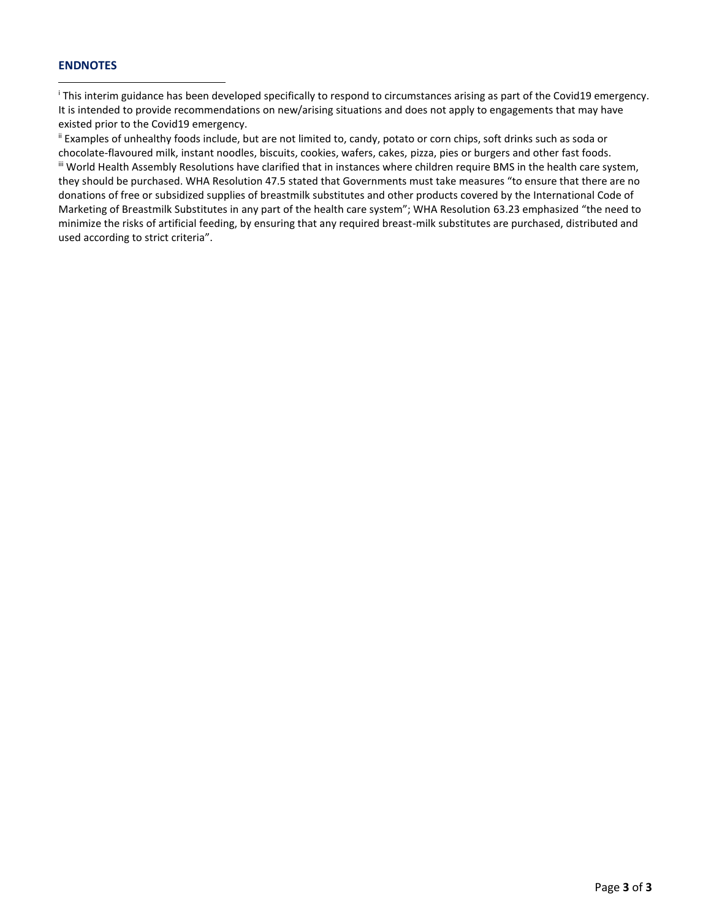## ENDNOTES

[i] This interim guidance has been developed specifically to respond to circumstances arising as part of the Covid19 emergency. It is intended to provide recommendations on new/arising situations and does not apply to engagements that may have existed prior to the Covid19 emergency.

[ii] Examples of unhealthy foods include, but are not limited to, candy, potato or corn chips, soft drinks such as soda or chocolate-flavoured milk, instant noodles, biscuits, cookies, wafers, cakes, pizza, pies or burgers and other fast foods.

[iii] World Health Assembly Resolutions have clarified that in instances where children require BMS in the health care system, they should be purchased. WHA Resolution 47.5 stated that Governments must take measures "to ensure that there are no donations of free or subsidized supplies of breastmilk substitutes and other products covered by the International Code of Marketing of Breastmilk Substitutes in any part of the health care system"; WHA Resolution 63.23 emphasized "the need to minimize the risks of artificial feeding, by ensuring that any required breast-milk substitutes are purchased, distributed and used according to strict criteria".